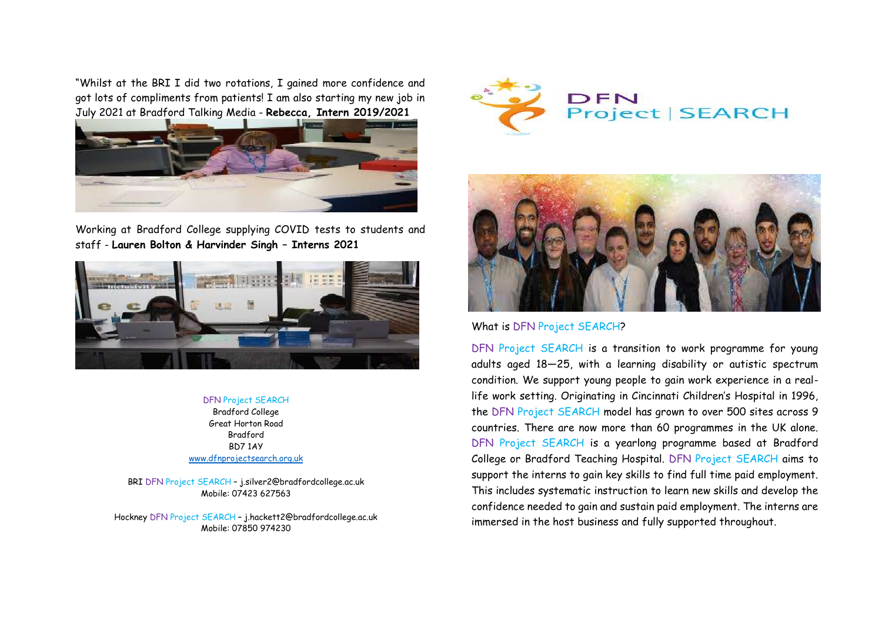"Whilst at the BRI I did two rotations, I gained more confidence and got lots of compliments from patients! I am also starting my new job in July 2021 at Bradford Talking Media - **Rebecca, Intern 2019/2021**

Working at Bradford College supplying COVID tests to students and staff - **Lauren Bolton & Harvinder Singh – Interns 2021**

DFN Project SEARCH
Bradford College
Great Horton Road
Bradford
BD7 1AY
www.dfnprojectsearch.org.uk

BRI DFN Project SEARCH – j.silver2@bradfordcollege.ac.uk
Mobile: 07423 627563

Hockney DFN Project SEARCH – j.hackett2@bradfordcollege.ac.uk
Mobile: 07850 974230

# DFN Project | SEARCH

## What is DFN Project SEARCH?

DFN Project SEARCH is a transition to work programme for young adults aged 18—25, with a learning disability or autistic spectrum condition. We support young people to gain work experience in a real-life work setting. Originating in Cincinnati Children's Hospital in 1996, the DFN Project SEARCH model has grown to over 500 sites across 9 countries. There are now more than 60 programmes in the UK alone. DFN Project SEARCH is a yearlong programme based at Bradford College or Bradford Teaching Hospital. DFN Project SEARCH aims to support the interns to gain key skills to find full time paid employment. This includes systematic instruction to learn new skills and develop the confidence needed to gain and sustain paid employment. The interns are immersed in the host business and fully supported throughout.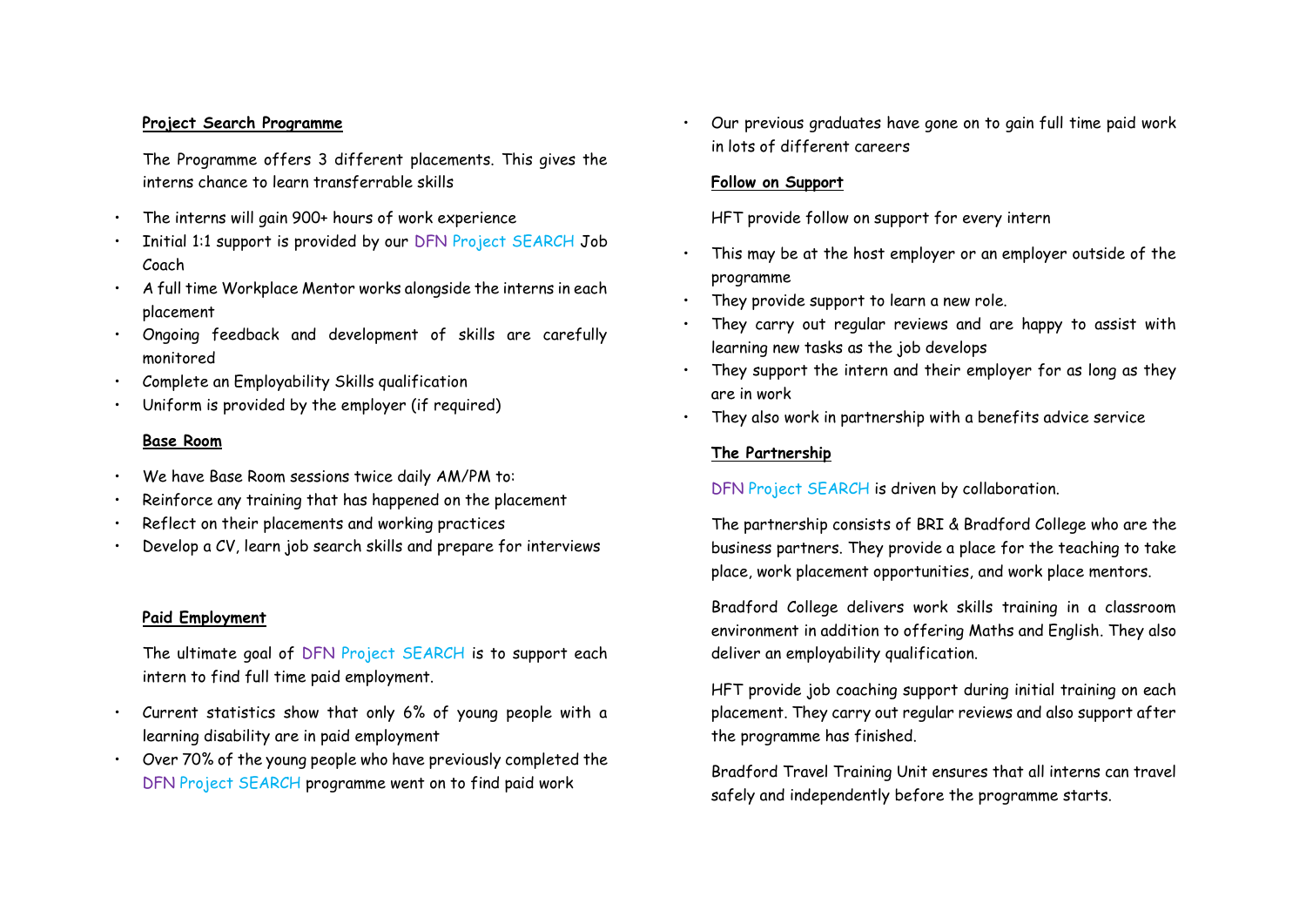**Project Search Programme**

The Programme offers 3 different placements. This gives the interns chance to learn transferrable skills

- The interns will gain 900+ hours of work experience
- Initial 1:1 support is provided by our DFN Project SEARCH Job Coach
- A full time Workplace Mentor works alongside the interns in each placement
- Ongoing feedback and development of skills are carefully monitored
- Complete an Employability Skills qualification
- Uniform is provided by the employer (if required)

**Base Room**

- We have Base Room sessions twice daily AM/PM to:
- Reinforce any training that has happened on the placement
- Reflect on their placements and working practices
- Develop a CV, learn job search skills and prepare for interviews

**Paid Employment**

The ultimate goal of DFN Project SEARCH is to support each intern to find full time paid employment.

- Current statistics show that only 6% of young people with a learning disability are in paid employment
- Over 70% of the young people who have previously completed the DFN Project SEARCH programme went on to find paid work
- Our previous graduates have gone on to gain full time paid work in lots of different careers

**Follow on Support**

HFT provide follow on support for every intern

- This may be at the host employer or an employer outside of the programme
- They provide support to learn a new role.
- They carry out regular reviews and are happy to assist with learning new tasks as the job develops
- They support the intern and their employer for as long as they are in work
- They also work in partnership with a benefits advice service

**The Partnership**

DFN Project SEARCH is driven by collaboration.

The partnership consists of BRI & Bradford College who are the business partners. They provide a place for the teaching to take place, work placement opportunities, and work place mentors.

Bradford College delivers work skills training in a classroom environment in addition to offering Maths and English. They also deliver an employability qualification.

HFT provide job coaching support during initial training on each placement. They carry out regular reviews and also support after the programme has finished.

Bradford Travel Training Unit ensures that all interns can travel safely and independently before the programme starts.